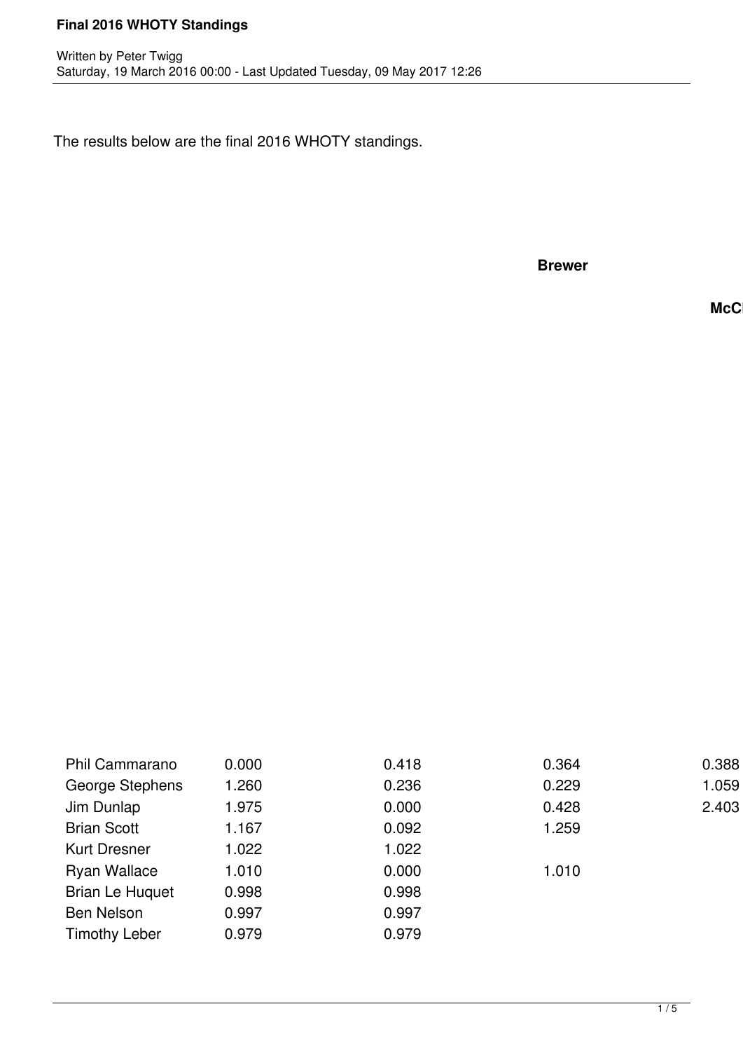The results below are the final 2016 WHOTY standings.

**Brewer**

**McCl**

| | | | | |
|---|---|---|---|---|
| Phil Cammarano | 0.000 | 0.418 | 0.364 | 0.388 |
| George Stephens | 1.260 | 0.236 | 0.229 | 1.059 |
| Jim Dunlap | 1.975 | 0.000 | 0.428 | 2.403 |
| Brian Scott | 1.167 | 0.092 | 1.259 | |
| Kurt Dresner | 1.022 | 1.022 | | |
| Ryan Wallace | 1.010 | 0.000 | 1.010 | |
| Brian Le Huquet | 0.998 | 0.998 | | |
| Ben Nelson | 0.997 | 0.997 | | |
| Timothy Leber | 0.979 | 0.979 | | |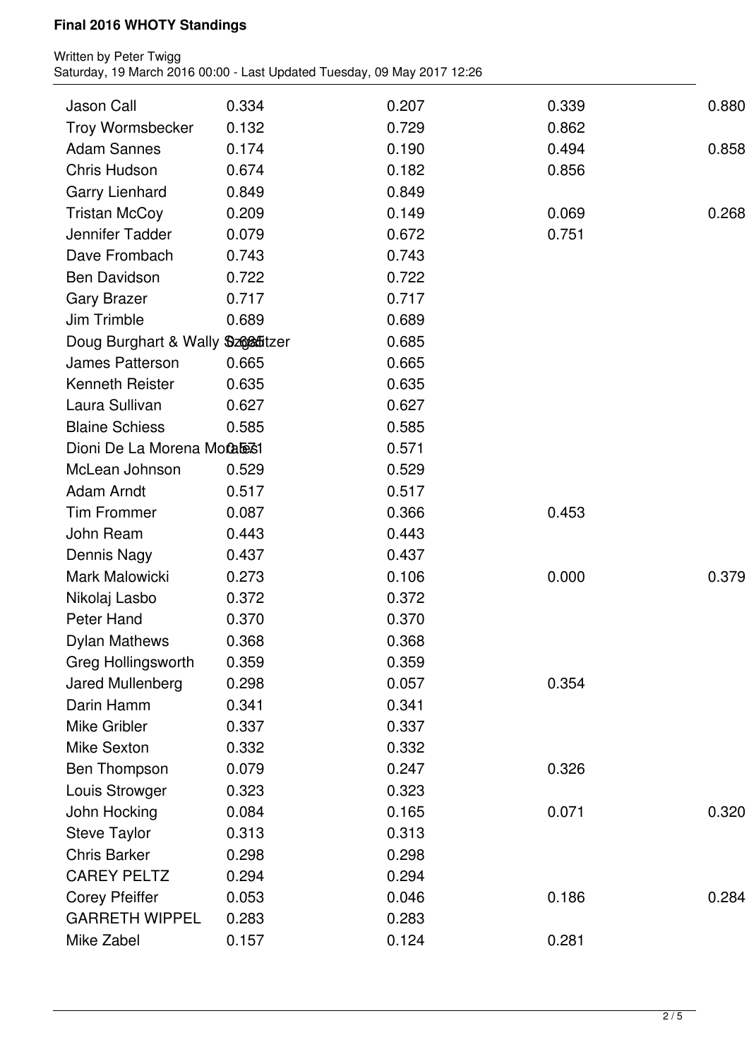| | | | | |
|---|---|---|---|---|
| Jason Call | 0.334 | 0.207 | 0.339 | 0.880 |
| Troy Wormsbecker | 0.132 | 0.729 | 0.862 | |
| Adam Sannes | 0.174 | 0.190 | 0.494 | 0.858 |
| Chris Hudson | 0.674 | 0.182 | 0.856 | |
| Garry Lienhard | 0.849 | 0.849 | | |
| Tristan McCoy | 0.209 | 0.149 | 0.069 | 0.268 |
| Jennifer Tadder | 0.079 | 0.672 | 0.751 | |
| Dave Frombach | 0.743 | 0.743 | | |
| Ben Davidson | 0.722 | 0.722 | | |
| Gary Brazer | 0.717 | 0.717 | | |
| Jim Trimble | 0.689 | 0.689 | | |
| Doug Burghart & Wally Szgalitzer | 0.685 | 0.685 | | |
| James Patterson | 0.665 | 0.665 | | |
| Kenneth Reister | 0.635 | 0.635 | | |
| Laura Sullivan | 0.627 | 0.627 | | |
| Blaine Schiess | 0.585 | 0.585 | | |
| Dioni De La Morena Morales | 0.571 | 0.571 | | |
| McLean Johnson | 0.529 | 0.529 | | |
| Adam Arndt | 0.517 | 0.517 | | |
| Tim Frommer | 0.087 | 0.366 | 0.453 | |
| John Ream | 0.443 | 0.443 | | |
| Dennis Nagy | 0.437 | 0.437 | | |
| Mark Malowicki | 0.273 | 0.106 | 0.000 | 0.379 |
| Nikolaj Lasbo | 0.372 | 0.372 | | |
| Peter Hand | 0.370 | 0.370 | | |
| Dylan Mathews | 0.368 | 0.368 | | |
| Greg Hollingsworth | 0.359 | 0.359 | | |
| Jared Mullenberg | 0.298 | 0.057 | 0.354 | |
| Darin Hamm | 0.341 | 0.341 | | |
| Mike Gribler | 0.337 | 0.337 | | |
| Mike Sexton | 0.332 | 0.332 | | |
| Ben Thompson | 0.079 | 0.247 | 0.326 | |
| Louis Strowger | 0.323 | 0.323 | | |
| John Hocking | 0.084 | 0.165 | 0.071 | 0.320 |
| Steve Taylor | 0.313 | 0.313 | | |
| Chris Barker | 0.298 | 0.298 | | |
| CAREY PELTZ | 0.294 | 0.294 | | |
| Corey Pfeiffer | 0.053 | 0.046 | 0.186 | 0.284 |
| GARRETH WIPPEL | 0.283 | 0.283 | | |
| Mike Zabel | 0.157 | 0.124 | 0.281 | |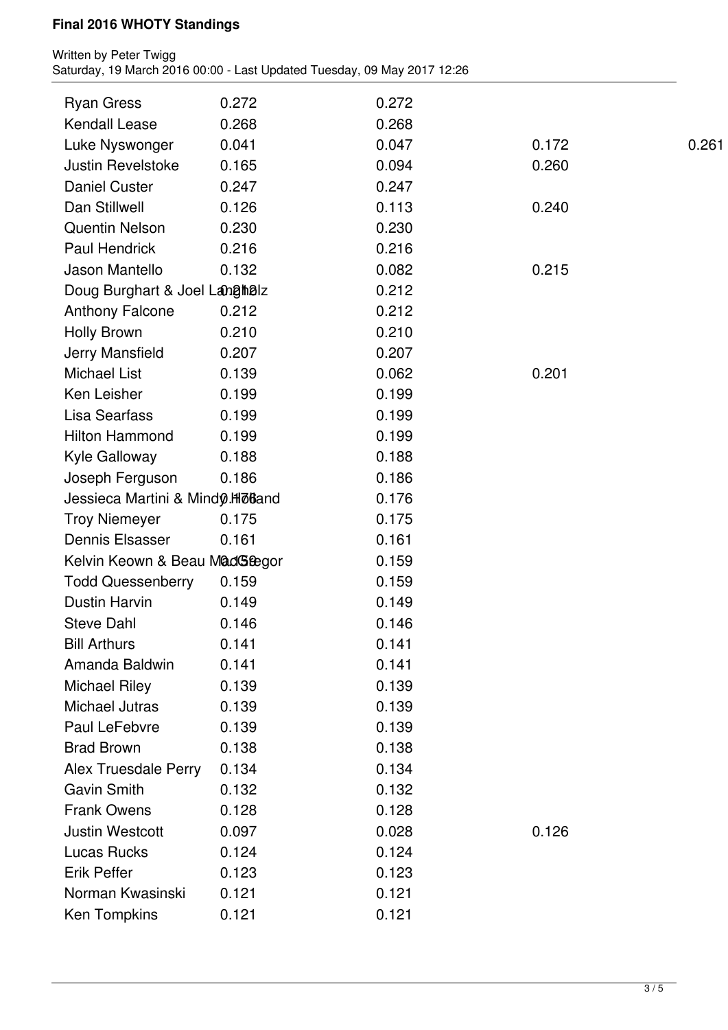| | | | | |
|---|---|---|---|---|
| Ryan Gress | 0.272 | 0.272 | | |
| Kendall Lease | 0.268 | 0.268 | | |
| Luke Nyswonger | 0.041 | 0.047 | 0.172 | 0.261 |
| Justin Revelstoke | 0.165 | 0.094 | 0.260 | |
| Daniel Custer | 0.247 | 0.247 | | |
| Dan Stillwell | 0.126 | 0.113 | 0.240 | |
| Quentin Nelson | 0.230 | 0.230 | | |
| Paul Hendrick | 0.216 | 0.216 | | |
| Jason Mantello | 0.132 | 0.082 | 0.215 | |
| Doug Burghart & Joel Langholz | 0.212 | 0.212 | | |
| Anthony Falcone | 0.212 | 0.212 | | |
| Holly Brown | 0.210 | 0.210 | | |
| Jerry Mansfield | 0.207 | 0.207 | | |
| Michael List | 0.139 | 0.062 | 0.201 | |
| Ken Leisher | 0.199 | 0.199 | | |
| Lisa Searfass | 0.199 | 0.199 | | |
| Hilton Hammond | 0.199 | 0.199 | | |
| Kyle Galloway | 0.188 | 0.188 | | |
| Joseph Ferguson | 0.186 | 0.186 | | |
| Jessieca Martini & Mindy Holland | 0.176 | 0.176 | | |
| Troy Niemeyer | 0.175 | 0.175 | | |
| Dennis Elsasser | 0.161 | 0.161 | | |
| Kelvin Keown & Beau MacGregor | 0.159 | 0.159 | | |
| Todd Quessenberry | 0.159 | 0.159 | | |
| Dustin Harvin | 0.149 | 0.149 | | |
| Steve Dahl | 0.146 | 0.146 | | |
| Bill Arthurs | 0.141 | 0.141 | | |
| Amanda Baldwin | 0.141 | 0.141 | | |
| Michael Riley | 0.139 | 0.139 | | |
| Michael Jutras | 0.139 | 0.139 | | |
| Paul LeFebvre | 0.139 | 0.139 | | |
| Brad Brown | 0.138 | 0.138 | | |
| Alex Truesdale Perry | 0.134 | 0.134 | | |
| Gavin Smith | 0.132 | 0.132 | | |
| Frank Owens | 0.128 | 0.128 | | |
| Justin Westcott | 0.097 | 0.028 | 0.126 | |
| Lucas Rucks | 0.124 | 0.124 | | |
| Erik Peffer | 0.123 | 0.123 | | |
| Norman Kwasinski | 0.121 | 0.121 | | |
| Ken Tompkins | 0.121 | 0.121 | | |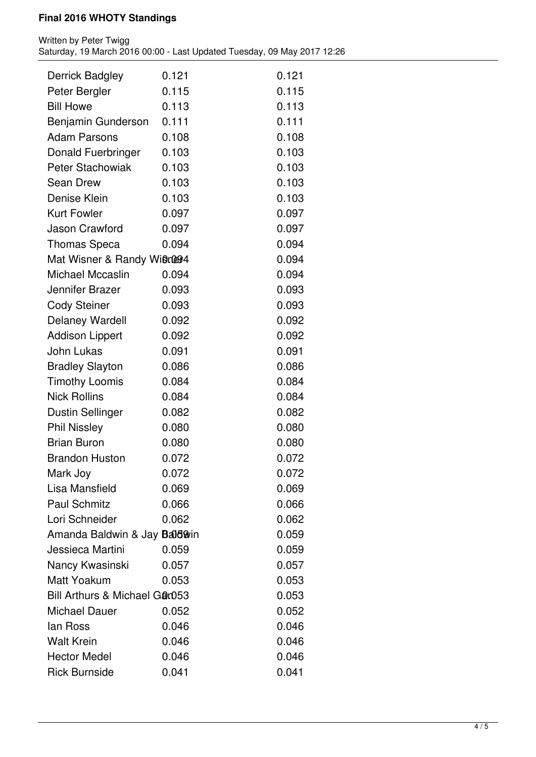| | | |
|---|---|---|
| Derrick Badgley | 0.121 | 0.121 |
| Peter Bergler | 0.115 | 0.115 |
| Bill Howe | 0.113 | 0.113 |
| Benjamin Gunderson | 0.111 | 0.111 |
| Adam Parsons | 0.108 | 0.108 |
| Donald Fuerbringer | 0.103 | 0.103 |
| Peter Stachowiak | 0.103 | 0.103 |
| Sean Drew | 0.103 | 0.103 |
| Denise Klein | 0.103 | 0.103 |
| Kurt Fowler | 0.097 | 0.097 |
| Jason Crawford | 0.097 | 0.097 |
| Thomas Speca | 0.094 | 0.094 |
| Mat Wisner & Randy Wisner | 0.094 | 0.094 |
| Michael Mccaslin | 0.094 | 0.094 |
| Jennifer Brazer | 0.093 | 0.093 |
| Cody Steiner | 0.093 | 0.093 |
| Delaney Wardell | 0.092 | 0.092 |
| Addison Lippert | 0.092 | 0.092 |
| John Lukas | 0.091 | 0.091 |
| Bradley Slayton | 0.086 | 0.086 |
| Timothy Loomis | 0.084 | 0.084 |
| Nick Rollins | 0.084 | 0.084 |
| Dustin Sellinger | 0.082 | 0.082 |
| Phil Nissley | 0.080 | 0.080 |
| Brian Buron | 0.080 | 0.080 |
| Brandon Huston | 0.072 | 0.072 |
| Mark Joy | 0.072 | 0.072 |
| Lisa Mansfield | 0.069 | 0.069 |
| Paul Schmitz | 0.066 | 0.066 |
| Lori Schneider | 0.062 | 0.062 |
| Amanda Baldwin & Jay Baldwin | 0.059 | 0.059 |
| Jessieca Martini | 0.059 | 0.059 |
| Nancy Kwasinski | 0.057 | 0.057 |
| Matt Yoakum | 0.053 | 0.053 |
| Bill Arthurs & Michael Ga | 0.053 | 0.053 |
| Michael Dauer | 0.052 | 0.052 |
| Ian Ross | 0.046 | 0.046 |
| Walt Krein | 0.046 | 0.046 |
| Hector Medel | 0.046 | 0.046 |
| Rick Burnside | 0.041 | 0.041 |